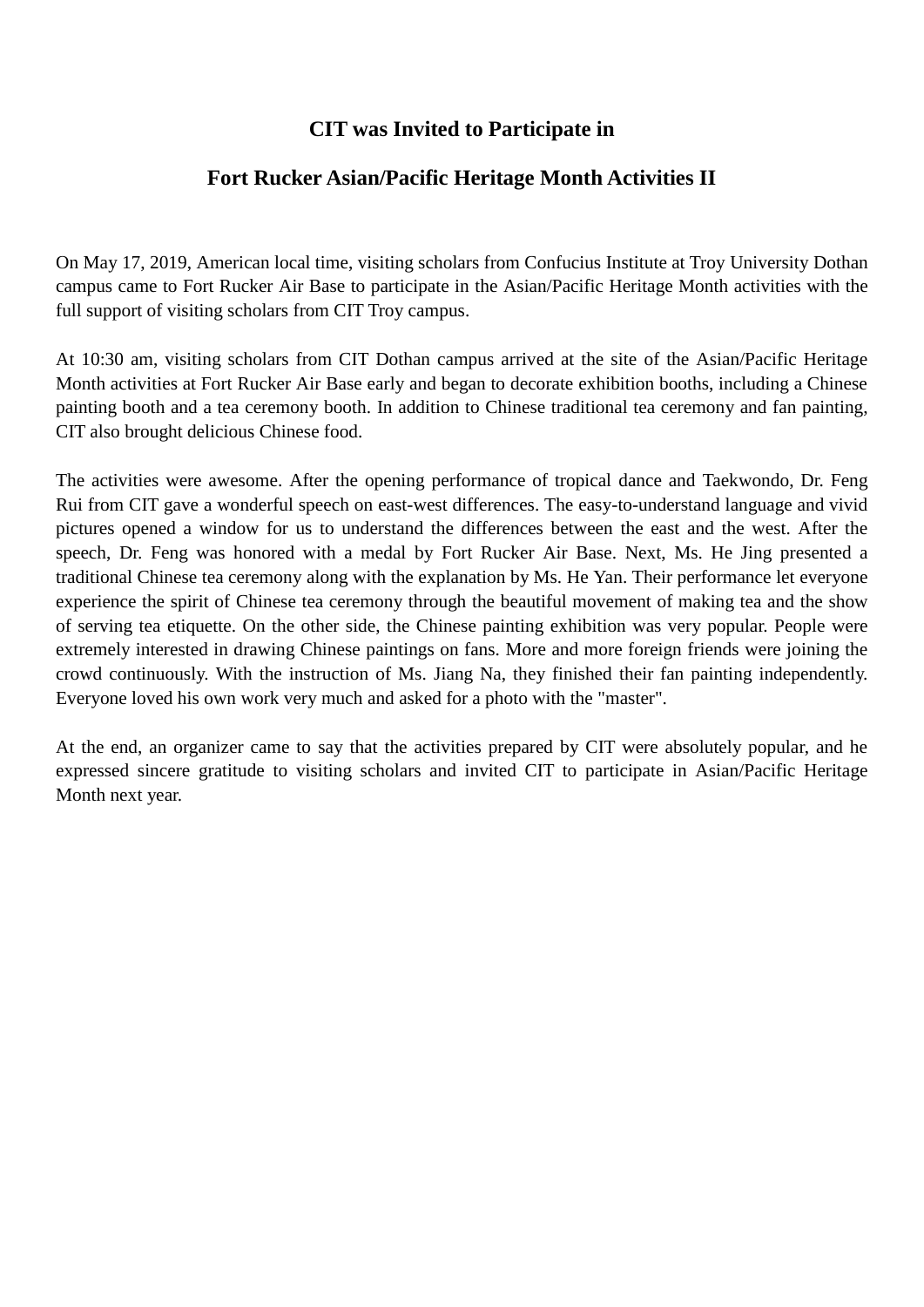# CIT was Invited to Participate in

# Fort Rucker Asian/Pacific Heritage Month Activities II

On May 17, 2019, American local time, visiting scholars from Confucius Institute at Troy University Dothan campus came to Fort Rucker Air Base to participate in the Asian/Pacific Heritage Month activities with the full support of visiting scholars from CIT Troy campus.

At 10:30 am, visiting scholars from CIT Dothan campus arrived at the site of the Asian/Pacific Heritage Month activities at Fort Rucker Air Base early and began to decorate exhibition booths, including a Chinese painting booth and a tea ceremony booth. In addition to Chinese traditional tea ceremony and fan painting, CIT also brought delicious Chinese food.

The activities were awesome. After the opening performance of tropical dance and Taekwondo, Dr. Feng Rui from CIT gave a wonderful speech on east-west differences. The easy-to-understand language and vivid pictures opened a window for us to understand the differences between the east and the west. After the speech, Dr. Feng was honored with a medal by Fort Rucker Air Base. Next, Ms. He Jing presented a traditional Chinese tea ceremony along with the explanation by Ms. He Yan. Their performance let everyone experience the spirit of Chinese tea ceremony through the beautiful movement of making tea and the show of serving tea etiquette. On the other side, the Chinese painting exhibition was very popular. People were extremely interested in drawing Chinese paintings on fans. More and more foreign friends were joining the crowd continuously. With the instruction of Ms. Jiang Na, they finished their fan painting independently. Everyone loved his own work very much and asked for a photo with the "master".

At the end, an organizer came to say that the activities prepared by CIT were absolutely popular, and he expressed sincere gratitude to visiting scholars and invited CIT to participate in Asian/Pacific Heritage Month next year.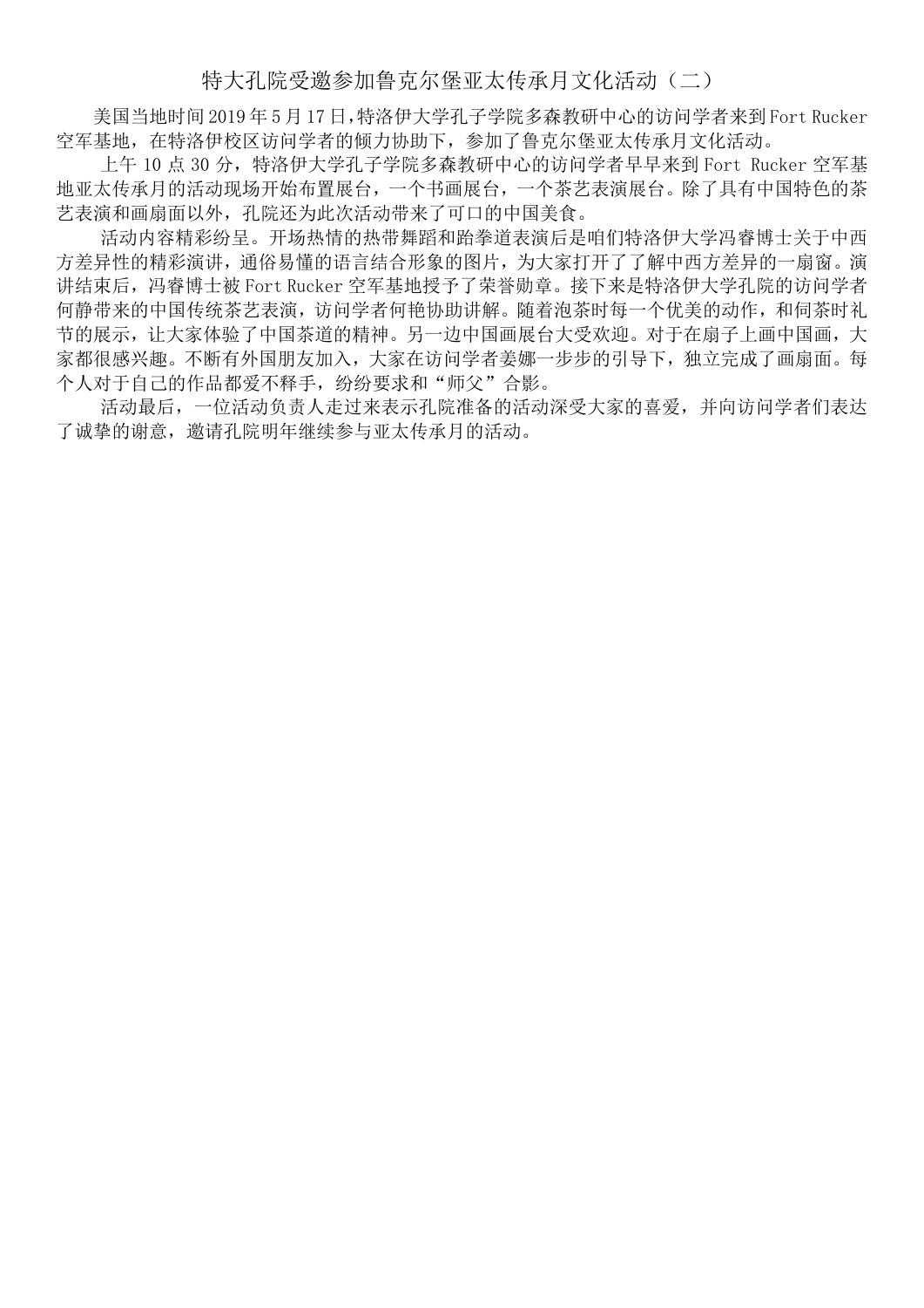# 特大孔院受邀参加鲁克尔堡亚太传承月文化活动（二）

美国当地时间2019年5月17日，特洛伊大学孔子学院多森教研中心的访问学者来到Fort Rucker空军基地，在特洛伊校区访问学者的倾力协助下，参加了鲁克尔堡亚太传承月文化活动。

上午10点30分，特洛伊大学孔子学院多森教研中心的访问学者早早来到Fort Rucker空军基地亚太传承月的活动现场开始布置展台，一个书画展台，一个茶艺表演展台。除了具有中国特色的茶艺表演和画扇面以外，孔院还为此次活动带来了可口的中国美食。

活动内容精彩纷呈。开场热情的热带舞蹈和跆拳道表演后是咱们特洛伊大学冯睿博士关于中西方差异性的精彩演讲，通俗易懂的语言结合形象的图片，为大家打开了了解中西方差异的一扇窗。演讲结束后，冯睿博士被Fort Rucker空军基地授予了荣誉勋章。接下来是特洛伊大学孔院的访问学者何静带来的中国传统茶艺表演，访问学者何艳协助讲解。随着泡茶时每一个优美的动作，和伺茶时礼节的展示，让大家体验了中国茶道的精神。另一边中国画展台大受欢迎。对于在扇子上画中国画，大家都很感兴趣。不断有外国朋友加入，大家在访问学者姜娜一步步的引导下，独立完成了画扇面。每个人对于自己的作品都爱不释手，纷纷要求和“师父”合影。

活动最后，一位活动负责人走过来表示孔院准备的活动深受大家的喜爱，并向访问学者们表达了诚挚的谢意，邀请孔院明年继续参与亚太传承月的活动。